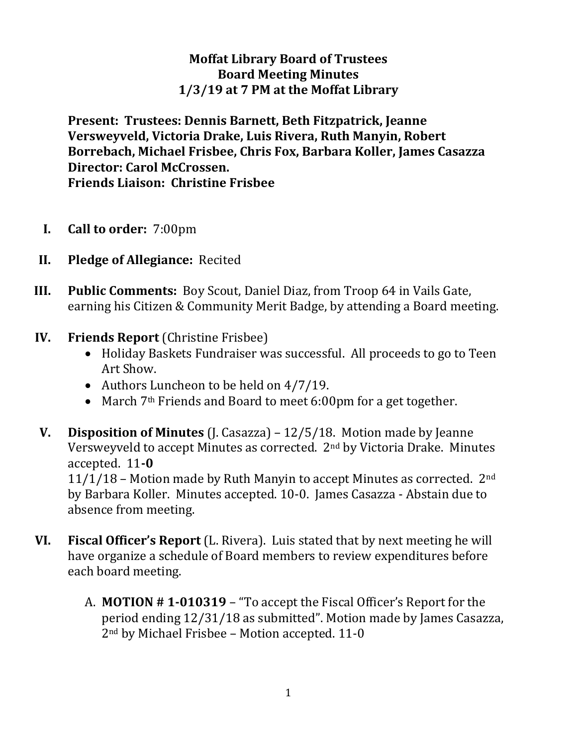**Moffat Library Board of Trustees**
**Board Meeting Minutes**
**1/3/19 at 7 PM at the Moffat Library**

**Present: Trustees: Dennis Barnett, Beth Fitzpatrick, Jeanne Versweyveld, Victoria Drake, Luis Rivera, Ruth Manyin, Robert Borrebach, Michael Frisbee, Chris Fox, Barbara Koller, James Casazza**
**Director: Carol McCrossen.**
**Friends Liaison: Christine Frisbee**

I. **Call to order:** 7:00pm

II. **Pledge of Allegiance:** Recited

III. **Public Comments:** Boy Scout, Daniel Diaz, from Troop 64 in Vails Gate, earning his Citizen & Community Merit Badge, by attending a Board meeting.

IV. **Friends Report** (Christine Frisbee)
- Holiday Baskets Fundraiser was successful. All proceeds to go to Teen Art Show.
- Authors Luncheon to be held on 4/7/19.
- March 7th Friends and Board to meet 6:00pm for a get together.

V. **Disposition of Minutes** (J. Casazza) – 12/5/18. Motion made by Jeanne Versweyveld to accept Minutes as corrected. 2nd by Victoria Drake. Minutes accepted. 11**-0**
11/1/18 – Motion made by Ruth Manyin to accept Minutes as corrected. 2nd by Barbara Koller. Minutes accepted. 10-0. James Casazza - Abstain due to absence from meeting.

VI. **Fiscal Officer's Report** (L. Rivera). Luis stated that by next meeting he will have organize a schedule of Board members to review expenditures before each board meeting.

   A. **MOTION # 1-010319** – "To accept the Fiscal Officer's Report for the period ending 12/31/18 as submitted". Motion made by James Casazza, 2nd by Michael Frisbee – Motion accepted. 11-0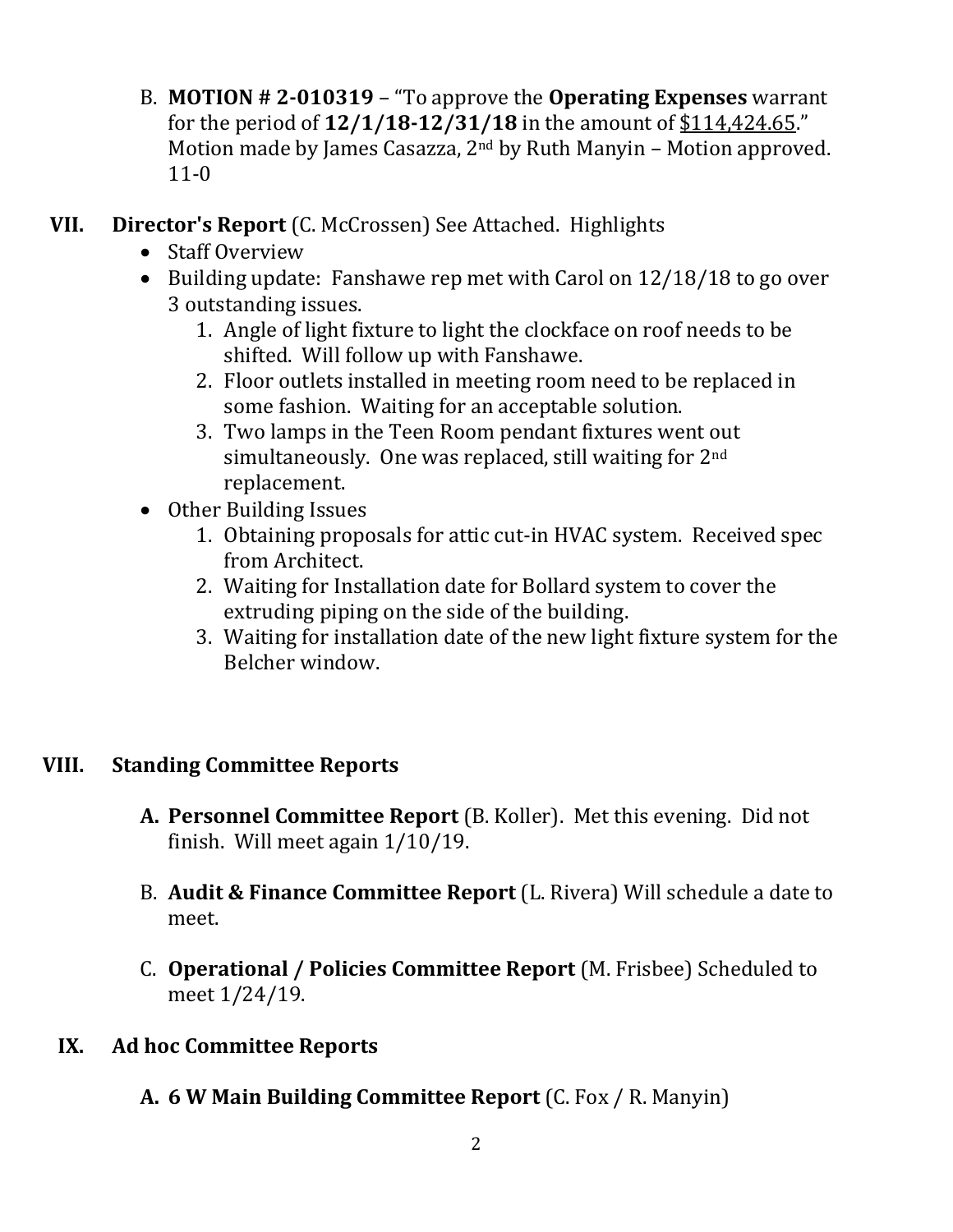B. **MOTION # 2-010319** – "To approve the **Operating Expenses** warrant for the period of **12/1/18-12/31/18** in the amount of $114,424.65." Motion made by James Casazza, 2nd by Ruth Manyin – Motion approved. 11-0

## VII. Director's Report (C. McCrossen) See Attached. Highlights

- Staff Overview
- Building update: Fanshawe rep met with Carol on 12/18/18 to go over 3 outstanding issues.
  1. Angle of light fixture to light the clockface on roof needs to be shifted. Will follow up with Fanshawe.
  2. Floor outlets installed in meeting room need to be replaced in some fashion. Waiting for an acceptable solution.
  3. Two lamps in the Teen Room pendant fixtures went out simultaneously. One was replaced, still waiting for 2nd replacement.
- Other Building Issues
  1. Obtaining proposals for attic cut-in HVAC system. Received spec from Architect.
  2. Waiting for Installation date for Bollard system to cover the extruding piping on the side of the building.
  3. Waiting for installation date of the new light fixture system for the Belcher window.

## VIII. Standing Committee Reports

**A. Personnel Committee Report** (B. Koller). Met this evening. Did not finish. Will meet again 1/10/19.

B. **Audit & Finance Committee Report** (L. Rivera) Will schedule a date to meet.

C. **Operational / Policies Committee Report** (M. Frisbee) Scheduled to meet 1/24/19.

## IX. Ad hoc Committee Reports

**A. 6 W Main Building Committee Report** (C. Fox / R. Manyin)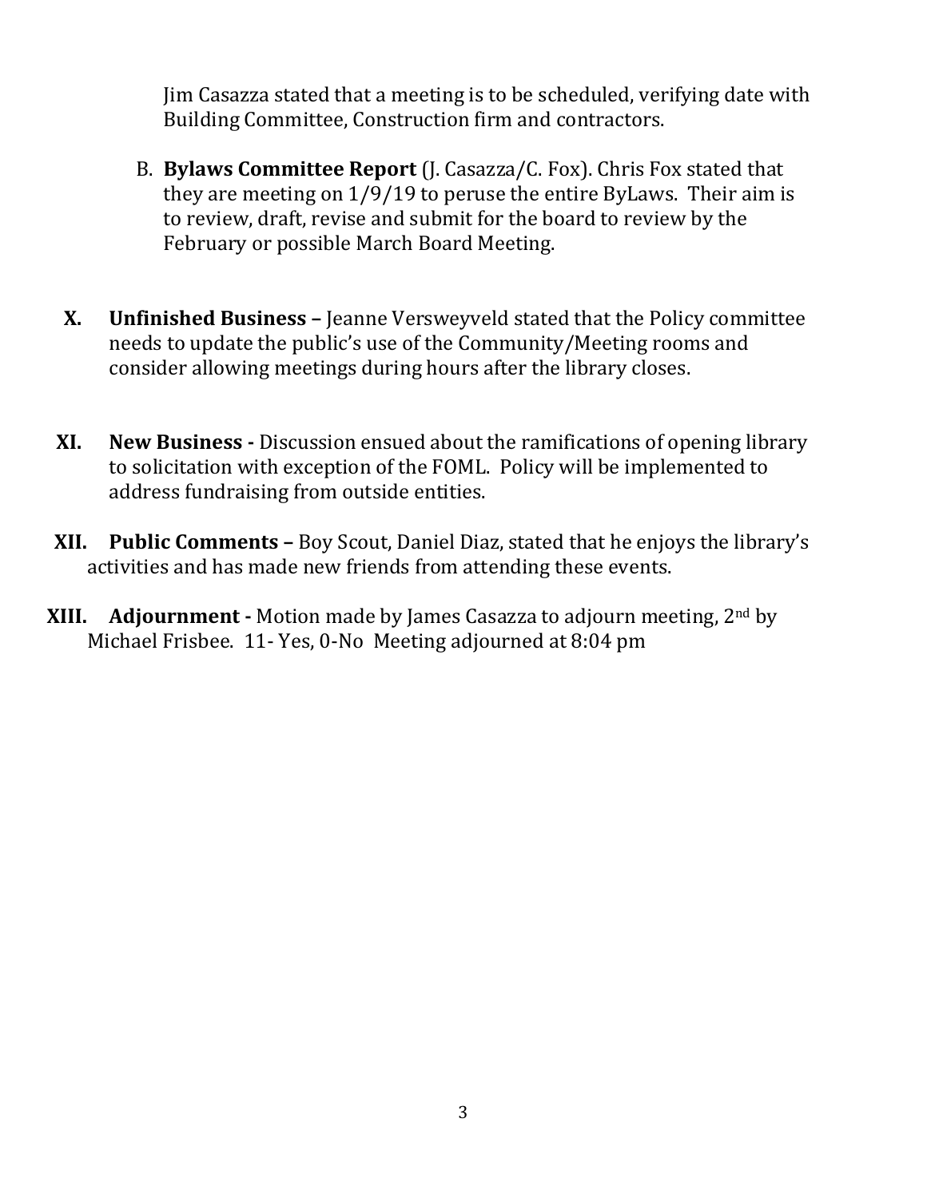Jim Casazza stated that a meeting is to be scheduled, verifying date with Building Committee, Construction firm and contractors.

B. **Bylaws Committee Report** (J. Casazza/C. Fox). Chris Fox stated that they are meeting on 1/9/19 to peruse the entire ByLaws. Their aim is to review, draft, revise and submit for the board to review by the February or possible March Board Meeting.

**X. Unfinished Business –** Jeanne Versweyveld stated that the Policy committee needs to update the public's use of the Community/Meeting rooms and consider allowing meetings during hours after the library closes.

**XI. New Business -** Discussion ensued about the ramifications of opening library to solicitation with exception of the FOML. Policy will be implemented to address fundraising from outside entities.

**XII. Public Comments –** Boy Scout, Daniel Diaz, stated that he enjoys the library's activities and has made new friends from attending these events.

**XIII. Adjournment -** Motion made by James Casazza to adjourn meeting, 2nd by Michael Frisbee. 11- Yes, 0-No Meeting adjourned at 8:04 pm